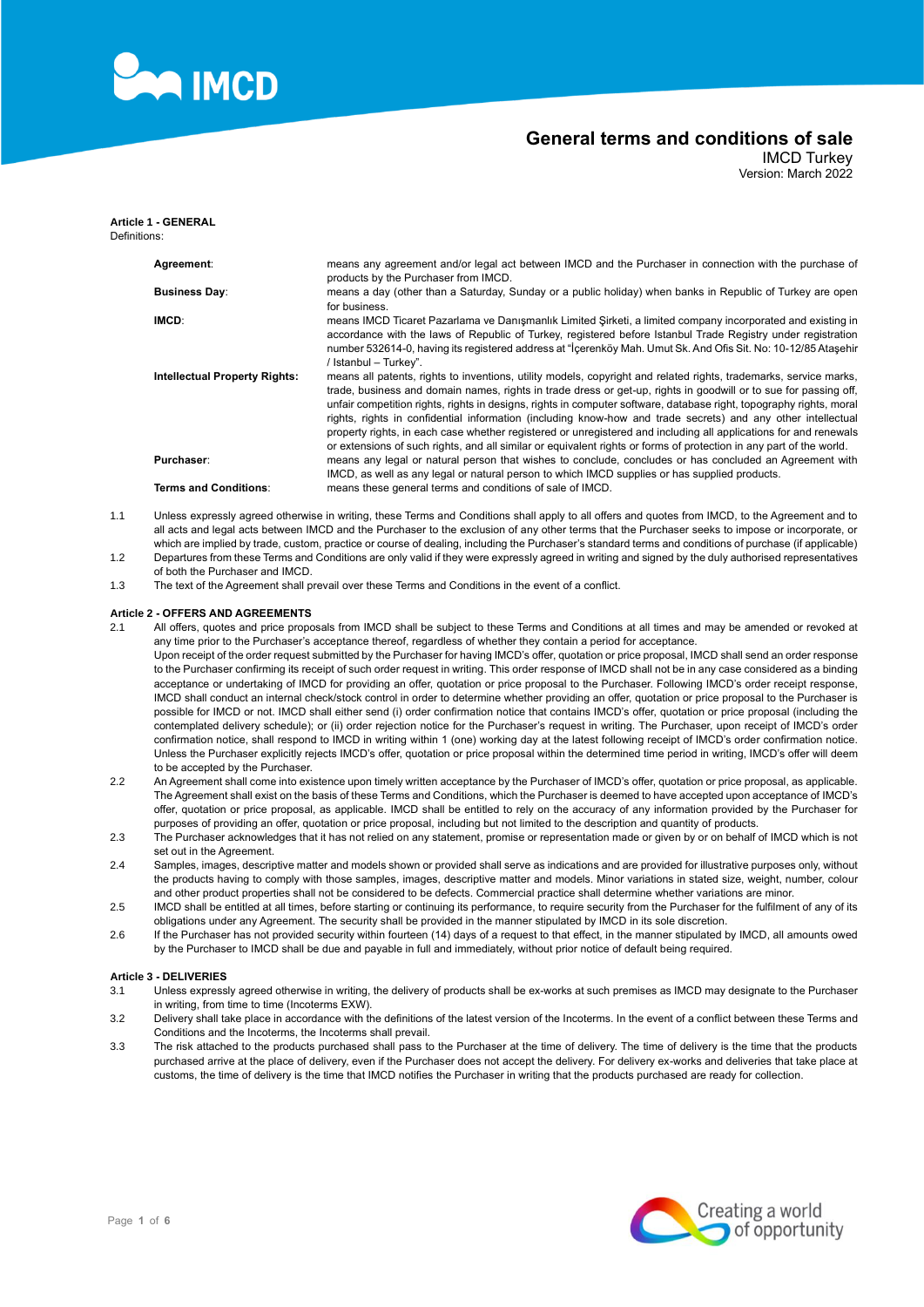# General terms and conditions of sale

IMCD Turkey
Version: March 2022

## Article 1 - GENERAL

Definitions:

| | |
|---|---|
| **Agreement**: | means any agreement and/or legal act between IMCD and the Purchaser in connection with the purchase of products by the Purchaser from IMCD. |
| **Business Day**: | means a day (other than a Saturday, Sunday or a public holiday) when banks in Republic of Turkey are open for business. |
| **IMCD**: | means IMCD Ticaret Pazarlama ve Danışmanlık Limited Şirketi, a limited company incorporated and existing in accordance with the laws of Republic of Turkey, registered before Istanbul Trade Registry under registration number 532614-0, having its registered address at "İçerenköy Mah. Umut Sk. And Ofis Sit. No: 10-12/85 Ataşehir / Istanbul – Turkey". |
| **Intellectual Property Rights:** | means all patents, rights to inventions, utility models, copyright and related rights, trademarks, service marks, trade, business and domain names, rights in trade dress or get-up, rights in goodwill or to sue for passing off, unfair competition rights, rights in designs, rights in computer software, database right, topography rights, moral rights, rights in confidential information (including know-how and trade secrets) and any other intellectual property rights, in each case whether registered or unregistered and including all applications for and renewals or extensions of such rights, and all similar or equivalent rights or forms of protection in any part of the world. |
| **Purchaser**: | means any legal or natural person that wishes to conclude, concludes or has concluded an Agreement with IMCD, as well as any legal or natural person to which IMCD supplies or has supplied products. |
| **Terms and Conditions**: | means these general terms and conditions of sale of IMCD. |

1.1 Unless expressly agreed otherwise in writing, these Terms and Conditions shall apply to all offers and quotes from IMCD, to the Agreement and to all acts and legal acts between IMCD and the Purchaser to the exclusion of any other terms that the Purchaser seeks to impose or incorporate, or which are implied by trade, custom, practice or course of dealing, including the Purchaser's standard terms and conditions of purchase (if applicable)

1.2 Departures from these Terms and Conditions are only valid if they were expressly agreed in writing and signed by the duly authorised representatives of both the Purchaser and IMCD.

1.3 The text of the Agreement shall prevail over these Terms and Conditions in the event of a conflict.

## Article 2 - OFFERS AND AGREEMENTS

2.1 All offers, quotes and price proposals from IMCD shall be subject to these Terms and Conditions at all times and may be amended or revoked at any time prior to the Purchaser's acceptance thereof, regardless of whether they contain a period for acceptance.
Upon receipt of the order request submitted by the Purchaser for having IMCD's offer, quotation or price proposal, IMCD shall send an order response to the Purchaser confirming its receipt of such order request in writing. This order response of IMCD shall not be in any case considered as a binding acceptance or undertaking of IMCD for providing an offer, quotation or price proposal to the Purchaser. Following IMCD's order receipt response, IMCD shall conduct an internal check/stock control in order to determine whether providing an offer, quotation or price proposal to the Purchaser is possible for IMCD or not. IMCD shall either send (i) order confirmation notice that contains IMCD's offer, quotation or price proposal (including the contemplated delivery schedule); or (ii) order rejection notice for the Purchaser's request in writing. The Purchaser, upon receipt of IMCD's order confirmation notice, shall respond to IMCD in writing within 1 (one) working day at the latest following receipt of IMCD's order confirmation notice. Unless the Purchaser explicitly rejects IMCD's offer, quotation or price proposal within the determined time period in writing, IMCD's offer will deem to be accepted by the Purchaser.

2.2 An Agreement shall come into existence upon timely written acceptance by the Purchaser of IMCD's offer, quotation or price proposal, as applicable. The Agreement shall exist on the basis of these Terms and Conditions, which the Purchaser is deemed to have accepted upon acceptance of IMCD's offer, quotation or price proposal, as applicable. IMCD shall be entitled to rely on the accuracy of any information provided by the Purchaser for purposes of providing an offer, quotation or price proposal, including but not limited to the description and quantity of products.

2.3 The Purchaser acknowledges that it has not relied on any statement, promise or representation made or given by or on behalf of IMCD which is not set out in the Agreement.

2.4 Samples, images, descriptive matter and models shown or provided shall serve as indications and are provided for illustrative purposes only, without the products having to comply with those samples, images, descriptive matter and models. Minor variations in stated size, weight, number, colour and other product properties shall not be considered to be defects. Commercial practice shall determine whether variations are minor.

2.5 IMCD shall be entitled at all times, before starting or continuing its performance, to require security from the Purchaser for the fulfilment of any of its obligations under any Agreement. The security shall be provided in the manner stipulated by IMCD in its sole discretion.

2.6 If the Purchaser has not provided security within fourteen (14) days of a request to that effect, in the manner stipulated by IMCD, all amounts owed by the Purchaser to IMCD shall be due and payable in full and immediately, without prior notice of default being required.

## Article 3 - DELIVERIES

3.1 Unless expressly agreed otherwise in writing, the delivery of products shall be ex-works at such premises as IMCD may designate to the Purchaser in writing, from time to time (Incoterms EXW).

3.2 Delivery shall take place in accordance with the definitions of the latest version of the Incoterms. In the event of a conflict between these Terms and Conditions and the Incoterms, the Incoterms shall prevail.

3.3 The risk attached to the products purchased shall pass to the Purchaser at the time of delivery. The time of delivery is the time that the products purchased arrive at the place of delivery, even if the Purchaser does not accept the delivery. For delivery ex-works and deliveries that take place at customs, the time of delivery is the time that IMCD notifies the Purchaser in writing that the products purchased are ready for collection.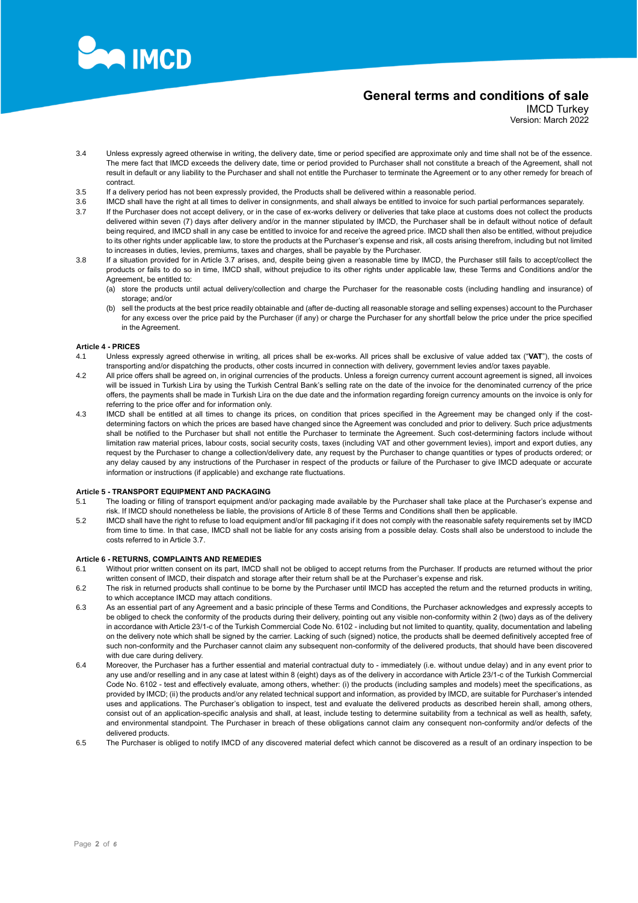3.4 Unless expressly agreed otherwise in writing, the delivery date, time or period specified are approximate only and time shall not be of the essence. The mere fact that IMCD exceeds the delivery date, time or period provided to Purchaser shall not constitute a breach of the Agreement, shall not result in default or any liability to the Purchaser and shall not entitle the Purchaser to terminate the Agreement or to any other remedy for breach of contract.

3.5 If a delivery period has not been expressly provided, the Products shall be delivered within a reasonable period.

3.6 IMCD shall have the right at all times to deliver in consignments, and shall always be entitled to invoice for such partial performances separately.

3.7 If the Purchaser does not accept delivery, or in the case of ex-works delivery or deliveries that take place at customs does not collect the products delivered within seven (7) days after delivery and/or in the manner stipulated by IMCD, the Purchaser shall be in default without notice of default being required, and IMCD shall in any case be entitled to invoice for and receive the agreed price. IMCD shall then also be entitled, without prejudice to its other rights under applicable law, to store the products at the Purchaser's expense and risk, all costs arising therefrom, including but not limited to increases in duties, levies, premiums, taxes and charges, shall be payable by the Purchaser.

3.8 If a situation provided for in Article 3.7 arises, and, despite being given a reasonable time by IMCD, the Purchaser still fails to accept/collect the products or fails to do so in time, IMCD shall, without prejudice to its other rights under applicable law, these Terms and Conditions and/or the Agreement, be entitled to:

(a) store the products until actual delivery/collection and charge the Purchaser for the reasonable costs (including handling and insurance) of storage; and/or

(b) sell the products at the best price readily obtainable and (after de-ducting all reasonable storage and selling expenses) account to the Purchaser for any excess over the price paid by the Purchaser (if any) or charge the Purchaser for any shortfall below the price under the price specified in the Agreement.

**Article 4 - PRICES**

4.1 Unless expressly agreed otherwise in writing, all prices shall be ex-works. All prices shall be exclusive of value added tax ("**VAT**"), the costs of transporting and/or dispatching the products, other costs incurred in connection with delivery, government levies and/or taxes payable.

4.2 All price offers shall be agreed on, in original currencies of the products. Unless a foreign currency current account agreement is signed, all invoices will be issued in Turkish Lira by using the Turkish Central Bank's selling rate on the date of the invoice for the denominated currency of the price offers, the payments shall be made in Turkish Lira on the due date and the information regarding foreign currency amounts on the invoice is only for referring to the price offer and for information only.

4.3 IMCD shall be entitled at all times to change its prices, on condition that prices specified in the Agreement may be changed only if the cost-determining factors on which the prices are based have changed since the Agreement was concluded and prior to delivery. Such price adjustments shall be notified to the Purchaser but shall not entitle the Purchaser to terminate the Agreement. Such cost-determining factors include without limitation raw material prices, labour costs, social security costs, taxes (including VAT and other government levies), import and export duties, any request by the Purchaser to change a collection/delivery date, any request by the Purchaser to change quantities or types of products ordered; or any delay caused by any instructions of the Purchaser in respect of the products or failure of the Purchaser to give IMCD adequate or accurate information or instructions (if applicable) and exchange rate fluctuations.

**Article 5 - TRANSPORT EQUIPMENT AND PACKAGING**

5.1 The loading or filling of transport equipment and/or packaging made available by the Purchaser shall take place at the Purchaser's expense and risk. If IMCD should nonetheless be liable, the provisions of Article 8 of these Terms and Conditions shall then be applicable.

5.2 IMCD shall have the right to refuse to load equipment and/or fill packaging if it does not comply with the reasonable safety requirements set by IMCD from time to time. In that case, IMCD shall not be liable for any costs arising from a possible delay. Costs shall also be understood to include the costs referred to in Article 3.7.

**Article 6 - RETURNS, COMPLAINTS AND REMEDIES**

6.1 Without prior written consent on its part, IMCD shall not be obliged to accept returns from the Purchaser. If products are returned without the prior written consent of IMCD, their dispatch and storage after their return shall be at the Purchaser's expense and risk.

6.2 The risk in returned products shall continue to be borne by the Purchaser until IMCD has accepted the return and the returned products in writing, to which acceptance IMCD may attach conditions.

6.3 As an essential part of any Agreement and a basic principle of these Terms and Conditions, the Purchaser acknowledges and expressly accepts to be obliged to check the conformity of the products during their delivery, pointing out any visible non-conformity within 2 (two) days as of the delivery in accordance with Article 23/1-c of the Turkish Commercial Code No. 6102 - including but not limited to quantity, quality, documentation and labeling on the delivery note which shall be signed by the carrier. Lacking of such (signed) notice, the products shall be deemed definitively accepted free of such non-conformity and the Purchaser cannot claim any subsequent non-conformity of the delivered products, that should have been discovered with due care during delivery.

6.4 Moreover, the Purchaser has a further essential and material contractual duty to - immediately (i.e. without undue delay) and in any event prior to any use and/or reselling and in any case at latest within 8 (eight) days as of the delivery in accordance with Article 23/1-c of the Turkish Commercial Code No. 6102 - test and effectively evaluate, among others, whether: (i) the products (including samples and models) meet the specifications, as provided by IMCD; (ii) the products and/or any related technical support and information, as provided by IMCD, are suitable for Purchaser's intended uses and applications. The Purchaser's obligation to inspect, test and evaluate the delivered products as described herein shall, among others, consist out of an application-specific analysis and shall, at least, include testing to determine suitability from a technical as well as health, safety, and environmental standpoint. The Purchaser in breach of these obligations cannot claim any consequent non-conformity and/or defects of the delivered products.

6.5 The Purchaser is obliged to notify IMCD of any discovered material defect which cannot be discovered as a result of an ordinary inspection to be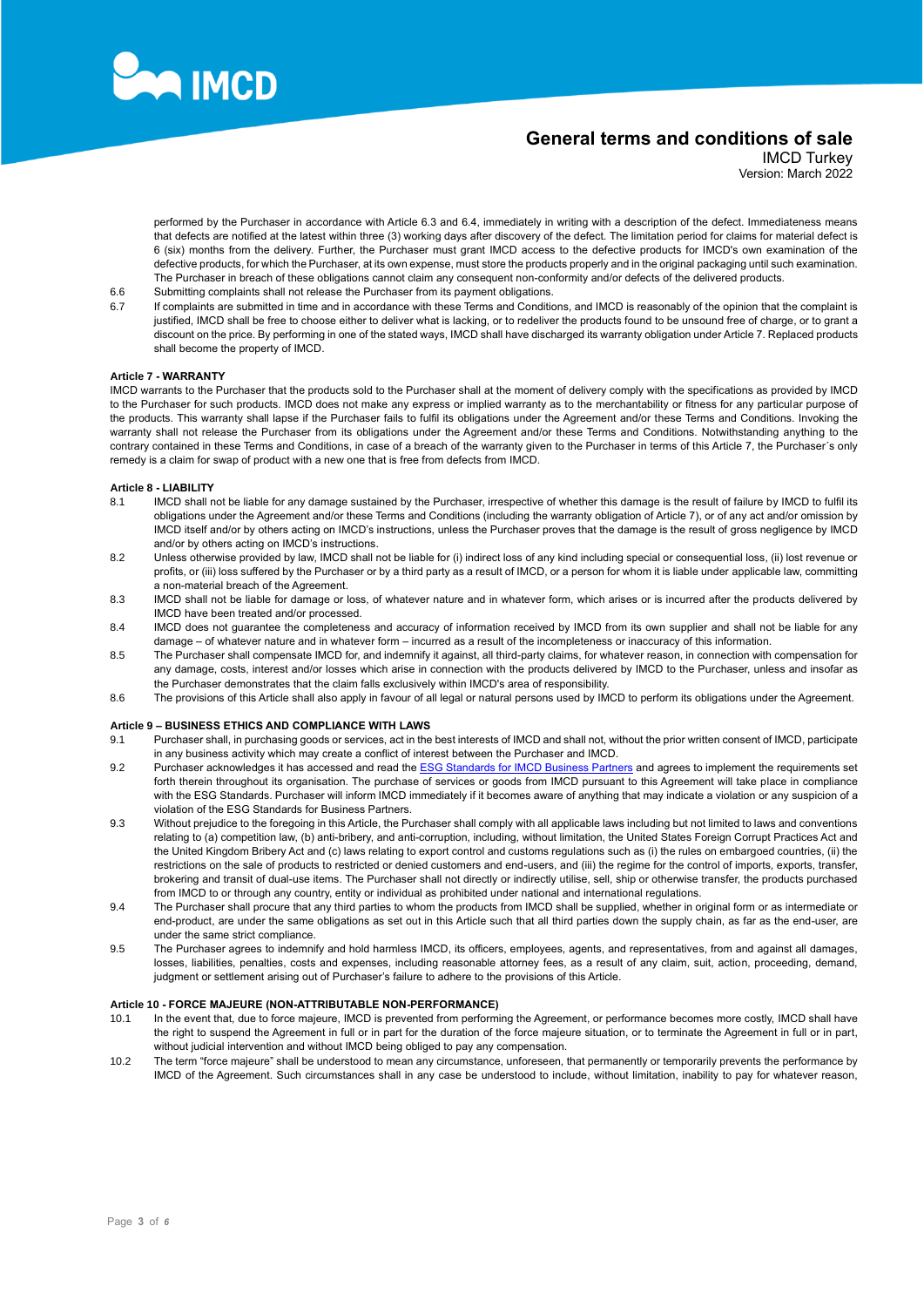performed by the Purchaser in accordance with Article 6.3 and 6.4, immediately in writing with a description of the defect. Immediateness means that defects are notified at the latest within three (3) working days after discovery of the defect. The limitation period for claims for material defect is 6 (six) months from the delivery. Further, the Purchaser must grant IMCD access to the defective products for IMCD's own examination of the defective products, for which the Purchaser, at its own expense, must store the products properly and in the original packaging until such examination. The Purchaser in breach of these obligations cannot claim any consequent non-conformity and/or defects of the delivered products.

6.6 Submitting complaints shall not release the Purchaser from its payment obligations.

6.7 If complaints are submitted in time and in accordance with these Terms and Conditions, and IMCD is reasonably of the opinion that the complaint is justified, IMCD shall be free to choose either to deliver what is lacking, or to redeliver the products found to be unsound free of charge, or to grant a discount on the price. By performing in one of the stated ways, IMCD shall have discharged its warranty obligation under Article 7. Replaced products shall become the property of IMCD.

**Article 7 - WARRANTY**

IMCD warrants to the Purchaser that the products sold to the Purchaser shall at the moment of delivery comply with the specifications as provided by IMCD to the Purchaser for such products. IMCD does not make any express or implied warranty as to the merchantability or fitness for any particular purpose of the products. This warranty shall lapse if the Purchaser fails to fulfil its obligations under the Agreement and/or these Terms and Conditions. Invoking the warranty shall not release the Purchaser from its obligations under the Agreement and/or these Terms and Conditions. Notwithstanding anything to the contrary contained in these Terms and Conditions, in case of a breach of the warranty given to the Purchaser in terms of this Article 7, the Purchaser´s only remedy is a claim for swap of product with a new one that is free from defects from IMCD.

**Article 8 - LIABILITY**

8.1 IMCD shall not be liable for any damage sustained by the Purchaser, irrespective of whether this damage is the result of failure by IMCD to fulfil its obligations under the Agreement and/or these Terms and Conditions (including the warranty obligation of Article 7), or of any act and/or omission by IMCD itself and/or by others acting on IMCD's instructions, unless the Purchaser proves that the damage is the result of gross negligence by IMCD and/or by others acting on IMCD's instructions.

8.2 Unless otherwise provided by law, IMCD shall not be liable for (i) indirect loss of any kind including special or consequential loss, (ii) lost revenue or profits, or (iii) loss suffered by the Purchaser or by a third party as a result of IMCD, or a person for whom it is liable under applicable law, committing a non-material breach of the Agreement.

8.3 IMCD shall not be liable for damage or loss, of whatever nature and in whatever form, which arises or is incurred after the products delivered by IMCD have been treated and/or processed.

8.4 IMCD does not guarantee the completeness and accuracy of information received by IMCD from its own supplier and shall not be liable for any damage – of whatever nature and in whatever form – incurred as a result of the incompleteness or inaccuracy of this information.

8.5 The Purchaser shall compensate IMCD for, and indemnify it against, all third-party claims, for whatever reason, in connection with compensation for any damage, costs, interest and/or losses which arise in connection with the products delivered by IMCD to the Purchaser, unless and insofar as the Purchaser demonstrates that the claim falls exclusively within IMCD's area of responsibility.

8.6 The provisions of this Article shall also apply in favour of all legal or natural persons used by IMCD to perform its obligations under the Agreement.

**Article 9 – BUSINESS ETHICS AND COMPLIANCE WITH LAWS**

9.1 Purchaser shall, in purchasing goods or services, act in the best interests of IMCD and shall not, without the prior written consent of IMCD, participate in any business activity which may create a conflict of interest between the Purchaser and IMCD.

9.2 Purchaser acknowledges it has accessed and read the ESG Standards for IMCD Business Partners and agrees to implement the requirements set forth therein throughout its organisation. The purchase of services or goods from IMCD pursuant to this Agreement will take place in compliance with the ESG Standards. Purchaser will inform IMCD immediately if it becomes aware of anything that may indicate a violation or any suspicion of a violation of the ESG Standards for Business Partners.

9.3 Without prejudice to the foregoing in this Article, the Purchaser shall comply with all applicable laws including but not limited to laws and conventions relating to (a) competition law, (b) anti-bribery, and anti-corruption, including, without limitation, the United States Foreign Corrupt Practices Act and the United Kingdom Bribery Act and (c) laws relating to export control and customs regulations such as (i) the rules on embargoed countries, (ii) the restrictions on the sale of products to restricted or denied customers and end-users, and (iii) the regime for the control of imports, exports, transfer, brokering and transit of dual-use items. The Purchaser shall not directly or indirectly utilise, sell, ship or otherwise transfer, the products purchased from IMCD to or through any country, entity or individual as prohibited under national and international regulations.

9.4 The Purchaser shall procure that any third parties to whom the products from IMCD shall be supplied, whether in original form or as intermediate or end-product, are under the same obligations as set out in this Article such that all third parties down the supply chain, as far as the end-user, are under the same strict compliance.

9.5 The Purchaser agrees to indemnify and hold harmless IMCD, its officers, employees, agents, and representatives, from and against all damages, losses, liabilities, penalties, costs and expenses, including reasonable attorney fees, as a result of any claim, suit, action, proceeding, demand, judgment or settlement arising out of Purchaser's failure to adhere to the provisions of this Article.

**Article 10 - FORCE MAJEURE (NON-ATTRIBUTABLE NON-PERFORMANCE)**

10.1 In the event that, due to force majeure, IMCD is prevented from performing the Agreement, or performance becomes more costly, IMCD shall have the right to suspend the Agreement in full or in part for the duration of the force majeure situation, or to terminate the Agreement in full or in part, without judicial intervention and without IMCD being obliged to pay any compensation.

10.2 The term "force majeure" shall be understood to mean any circumstance, unforeseen, that permanently or temporarily prevents the performance by IMCD of the Agreement. Such circumstances shall in any case be understood to include, without limitation, inability to pay for whatever reason,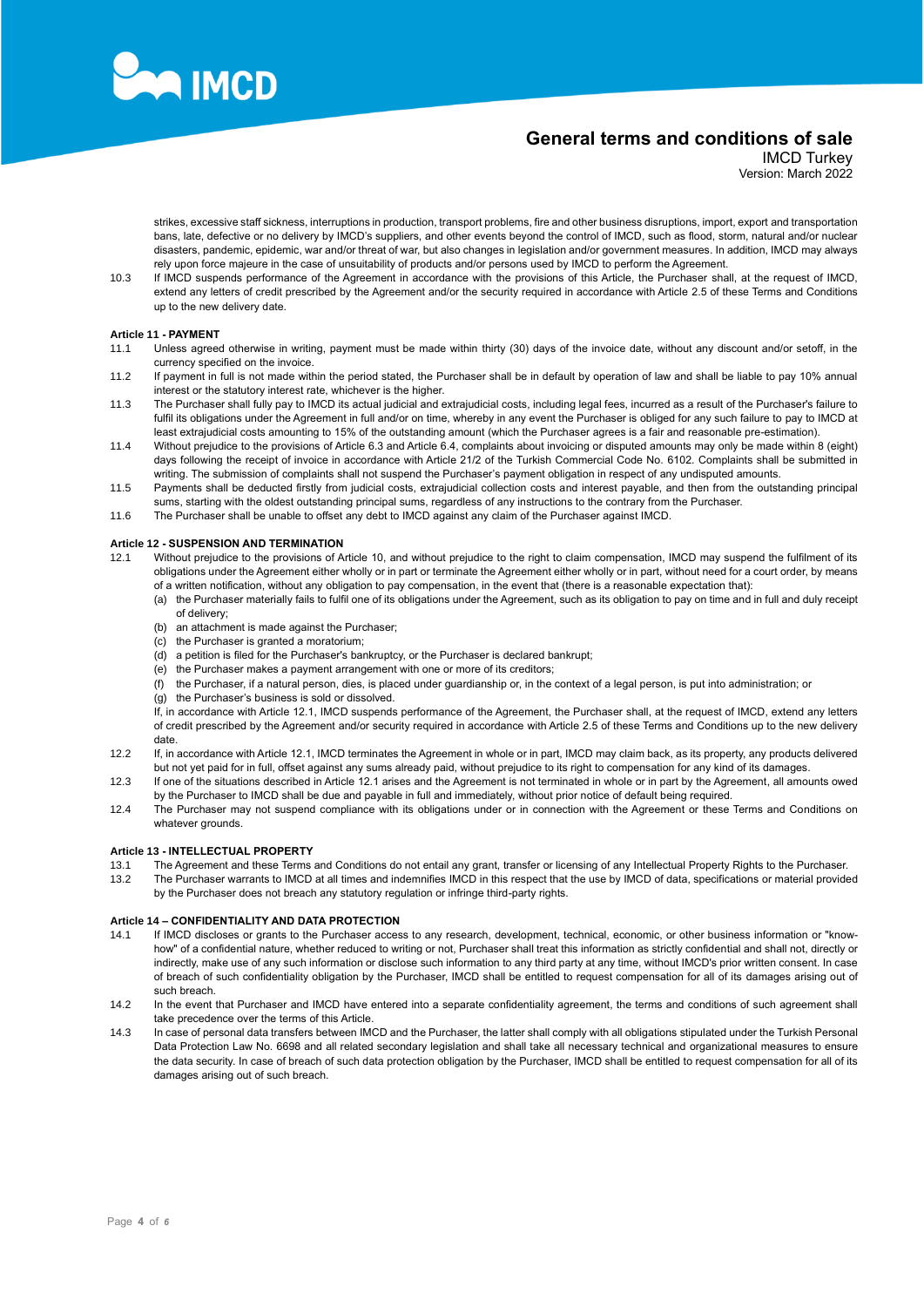strikes, excessive staff sickness, interruptions in production, transport problems, fire and other business disruptions, import, export and transportation bans, late, defective or no delivery by IMCD's suppliers, and other events beyond the control of IMCD, such as flood, storm, natural and/or nuclear disasters, pandemic, epidemic, war and/or threat of war, but also changes in legislation and/or government measures. In addition, IMCD may always rely upon force majeure in the case of unsuitability of products and/or persons used by IMCD to perform the Agreement.

10.3 If IMCD suspends performance of the Agreement in accordance with the provisions of this Article, the Purchaser shall, at the request of IMCD, extend any letters of credit prescribed by the Agreement and/or the security required in accordance with Article 2.5 of these Terms and Conditions up to the new delivery date.

**Article 11 - PAYMENT**

11.1 Unless agreed otherwise in writing, payment must be made within thirty (30) days of the invoice date, without any discount and/or setoff, in the currency specified on the invoice.

11.2 If payment in full is not made within the period stated, the Purchaser shall be in default by operation of law and shall be liable to pay 10% annual interest or the statutory interest rate, whichever is the higher.

11.3 The Purchaser shall fully pay to IMCD its actual judicial and extrajudicial costs, including legal fees, incurred as a result of the Purchaser's failure to fulfil its obligations under the Agreement in full and/or on time, whereby in any event the Purchaser is obliged for any such failure to pay to IMCD at least extrajudicial costs amounting to 15% of the outstanding amount (which the Purchaser agrees is a fair and reasonable pre-estimation).

11.4 Without prejudice to the provisions of Article 6.3 and Article 6.4, complaints about invoicing or disputed amounts may only be made within 8 (eight) days following the receipt of invoice in accordance with Article 21/2 of the Turkish Commercial Code No. 6102. Complaints shall be submitted in writing. The submission of complaints shall not suspend the Purchaser's payment obligation in respect of any undisputed amounts.

11.5 Payments shall be deducted firstly from judicial costs, extrajudicial collection costs and interest payable, and then from the outstanding principal sums, starting with the oldest outstanding principal sums, regardless of any instructions to the contrary from the Purchaser.

11.6 The Purchaser shall be unable to offset any debt to IMCD against any claim of the Purchaser against IMCD.

**Article 12 - SUSPENSION AND TERMINATION**

12.1 Without prejudice to the provisions of Article 10, and without prejudice to the right to claim compensation, IMCD may suspend the fulfilment of its obligations under the Agreement either wholly or in part or terminate the Agreement either wholly or in part, without need for a court order, by means of a written notification, without any obligation to pay compensation, in the event that (there is a reasonable expectation that):

(a) the Purchaser materially fails to fulfil one of its obligations under the Agreement, such as its obligation to pay on time and in full and duly receipt of delivery;
(b) an attachment is made against the Purchaser;
(c) the Purchaser is granted a moratorium;
(d) a petition is filed for the Purchaser's bankruptcy, or the Purchaser is declared bankrupt;
(e) the Purchaser makes a payment arrangement with one or more of its creditors;
(f) the Purchaser, if a natural person, dies, is placed under guardianship or, in the context of a legal person, is put into administration; or
(g) the Purchaser's business is sold or dissolved.

If, in accordance with Article 12.1, IMCD suspends performance of the Agreement, the Purchaser shall, at the request of IMCD, extend any letters of credit prescribed by the Agreement and/or security required in accordance with Article 2.5 of these Terms and Conditions up to the new delivery date.

12.2 If, in accordance with Article 12.1, IMCD terminates the Agreement in whole or in part, IMCD may claim back, as its property, any products delivered but not yet paid for in full, offset against any sums already paid, without prejudice to its right to compensation for any kind of its damages.

12.3 If one of the situations described in Article 12.1 arises and the Agreement is not terminated in whole or in part by the Agreement, all amounts owed by the Purchaser to IMCD shall be due and payable in full and immediately, without prior notice of default being required.

12.4 The Purchaser may not suspend compliance with its obligations under or in connection with the Agreement or these Terms and Conditions on whatever grounds.

**Article 13 - INTELLECTUAL PROPERTY**

13.1 The Agreement and these Terms and Conditions do not entail any grant, transfer or licensing of any Intellectual Property Rights to the Purchaser.

13.2 The Purchaser warrants to IMCD at all times and indemnifies IMCD in this respect that the use by IMCD of data, specifications or material provided by the Purchaser does not breach any statutory regulation or infringe third-party rights.

**Article 14 – CONFIDENTIALITY AND DATA PROTECTION**

14.1 If IMCD discloses or grants to the Purchaser access to any research, development, technical, economic, or other business information or "know-how" of a confidential nature, whether reduced to writing or not, Purchaser shall treat this information as strictly confidential and shall not, directly or indirectly, make use of any such information or disclose such information to any third party at any time, without IMCD's prior written consent. In case of breach of such confidentiality obligation by the Purchaser, IMCD shall be entitled to request compensation for all of its damages arising out of such breach.

14.2 In the event that Purchaser and IMCD have entered into a separate confidentiality agreement, the terms and conditions of such agreement shall take precedence over the terms of this Article.

14.3 In case of personal data transfers between IMCD and the Purchaser, the latter shall comply with all obligations stipulated under the Turkish Personal Data Protection Law No. 6698 and all related secondary legislation and shall take all necessary technical and organizational measures to ensure the data security. In case of breach of such data protection obligation by the Purchaser, IMCD shall be entitled to request compensation for all of its damages arising out of such breach.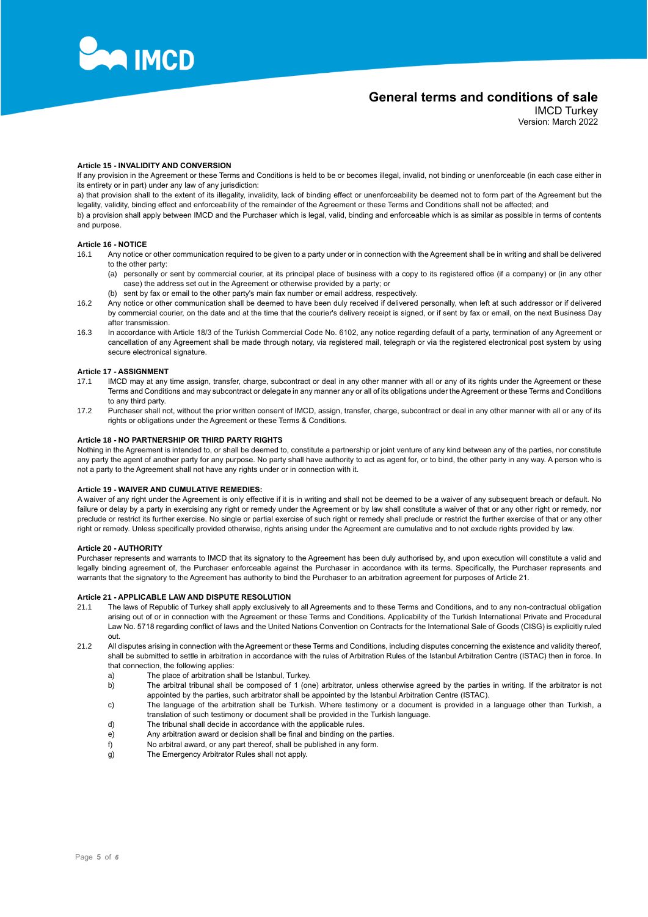**Article 15 - INVALIDITY AND CONVERSION**

If any provision in the Agreement or these Terms and Conditions is held to be or becomes illegal, invalid, not binding or unenforceable (in each case either in its entirety or in part) under any law of any jurisdiction:

a) that provision shall to the extent of its illegality, invalidity, lack of binding effect or unenforceability be deemed not to form part of the Agreement but the legality, validity, binding effect and enforceability of the remainder of the Agreement or these Terms and Conditions shall not be affected; and

b) a provision shall apply between IMCD and the Purchaser which is legal, valid, binding and enforceable which is as similar as possible in terms of contents and purpose.

**Article 16 - NOTICE**

16.1 Any notice or other communication required to be given to a party under or in connection with the Agreement shall be in writing and shall be delivered to the other party:

(a) personally or sent by commercial courier, at its principal place of business with a copy to its registered office (if a company) or (in any other case) the address set out in the Agreement or otherwise provided by a party; or

(b) sent by fax or email to the other party's main fax number or email address, respectively.

16.2 Any notice or other communication shall be deemed to have been duly received if delivered personally, when left at such addressor or if delivered by commercial courier, on the date and at the time that the courier's delivery receipt is signed, or if sent by fax or email, on the next Business Day after transmission.

16.3 In accordance with Article 18/3 of the Turkish Commercial Code No. 6102, any notice regarding default of a party, termination of any Agreement or cancellation of any Agreement shall be made through notary, via registered mail, telegraph or via the registered electronical post system by using secure electronical signature.

**Article 17 - ASSIGNMENT**

17.1 IMCD may at any time assign, transfer, charge, subcontract or deal in any other manner with all or any of its rights under the Agreement or these Terms and Conditions and may subcontract or delegate in any manner any or all of its obligations under the Agreement or these Terms and Conditions to any third party.

17.2 Purchaser shall not, without the prior written consent of IMCD, assign, transfer, charge, subcontract or deal in any other manner with all or any of its rights or obligations under the Agreement or these Terms & Conditions.

**Article 18 - NO PARTNERSHIP OR THIRD PARTY RIGHTS**

Nothing in the Agreement is intended to, or shall be deemed to, constitute a partnership or joint venture of any kind between any of the parties, nor constitute any party the agent of another party for any purpose. No party shall have authority to act as agent for, or to bind, the other party in any way. A person who is not a party to the Agreement shall not have any rights under or in connection with it.

**Article 19 - WAIVER AND CUMULATIVE REMEDIES:**

A waiver of any right under the Agreement is only effective if it is in writing and shall not be deemed to be a waiver of any subsequent breach or default. No failure or delay by a party in exercising any right or remedy under the Agreement or by law shall constitute a waiver of that or any other right or remedy, nor preclude or restrict its further exercise. No single or partial exercise of such right or remedy shall preclude or restrict the further exercise of that or any other right or remedy. Unless specifically provided otherwise, rights arising under the Agreement are cumulative and to not exclude rights provided by law.

**Article 20 - AUTHORITY**

Purchaser represents and warrants to IMCD that its signatory to the Agreement has been duly authorised by, and upon execution will constitute a valid and legally binding agreement of, the Purchaser enforceable against the Purchaser in accordance with its terms. Specifically, the Purchaser represents and warrants that the signatory to the Agreement has authority to bind the Purchaser to an arbitration agreement for purposes of Article 21.

**Article 21 - APPLICABLE LAW AND DISPUTE RESOLUTION**

21.1 The laws of Republic of Turkey shall apply exclusively to all Agreements and to these Terms and Conditions, and to any non-contractual obligation arising out of or in connection with the Agreement or these Terms and Conditions. Applicability of the Turkish International Private and Procedural Law No. 5718 regarding conflict of laws and the United Nations Convention on Contracts for the International Sale of Goods (CISG) is explicitly ruled out.

21.2 All disputes arising in connection with the Agreement or these Terms and Conditions, including disputes concerning the existence and validity thereof, shall be submitted to settle in arbitration in accordance with the rules of Arbitration Rules of the Istanbul Arbitration Centre (ISTAC) then in force. In that connection, the following applies:

a) The place of arbitration shall be Istanbul, Turkey.

b) The arbitral tribunal shall be composed of 1 (one) arbitrator, unless otherwise agreed by the parties in writing. If the arbitrator is not appointed by the parties, such arbitrator shall be appointed by the Istanbul Arbitration Centre (ISTAC).

c) The language of the arbitration shall be Turkish. Where testimony or a document is provided in a language other than Turkish, a translation of such testimony or document shall be provided in the Turkish language.

d) The tribunal shall decide in accordance with the applicable rules.

e) Any arbitration award or decision shall be final and binding on the parties.

f) No arbitral award, or any part thereof, shall be published in any form.

g) The Emergency Arbitrator Rules shall not apply.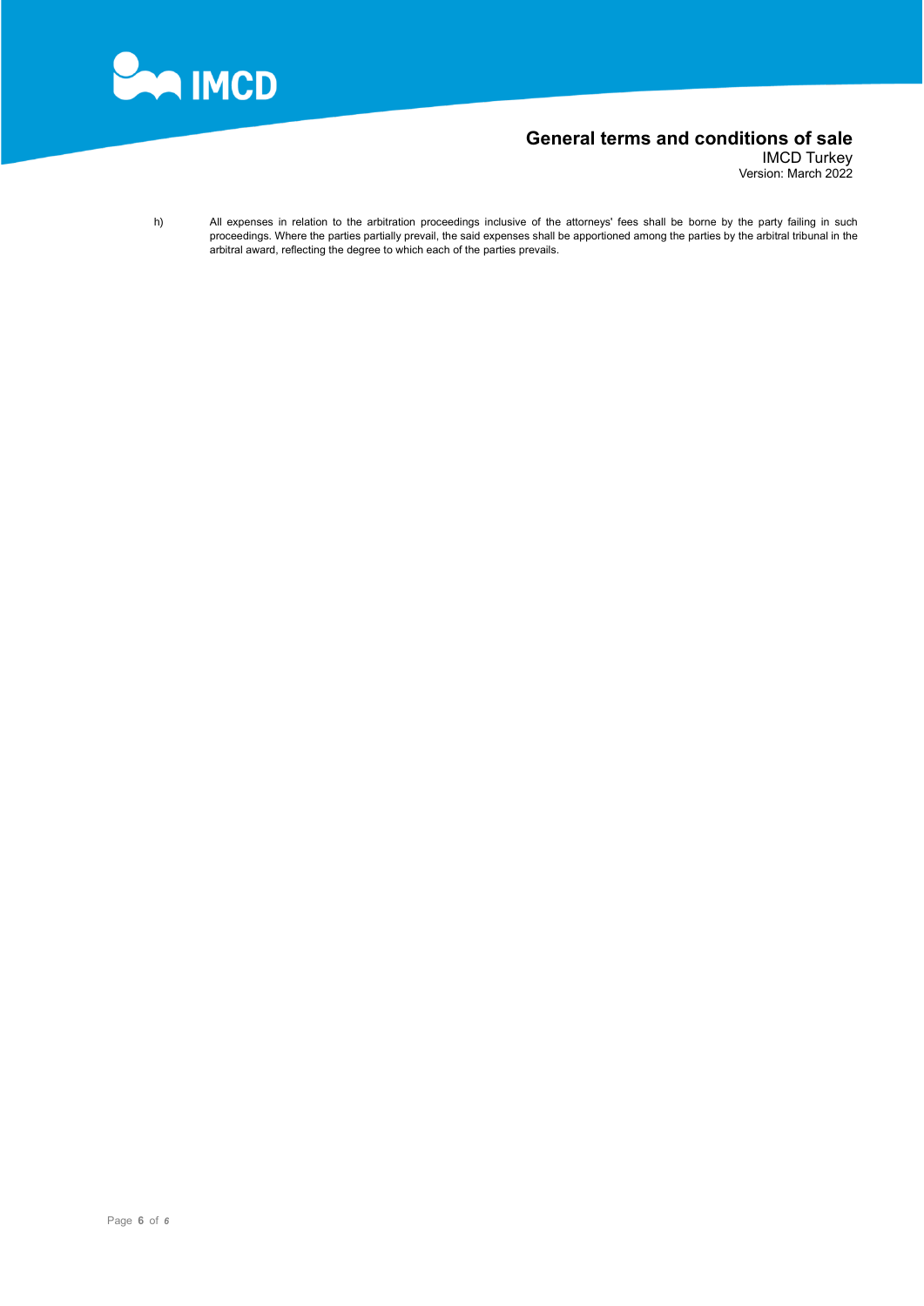h) All expenses in relation to the arbitration proceedings inclusive of the attorneys' fees shall be borne by the party failing in such proceedings. Where the parties partially prevail, the said expenses shall be apportioned among the parties by the arbitral tribunal in the arbitral award, reflecting the degree to which each of the parties prevails.